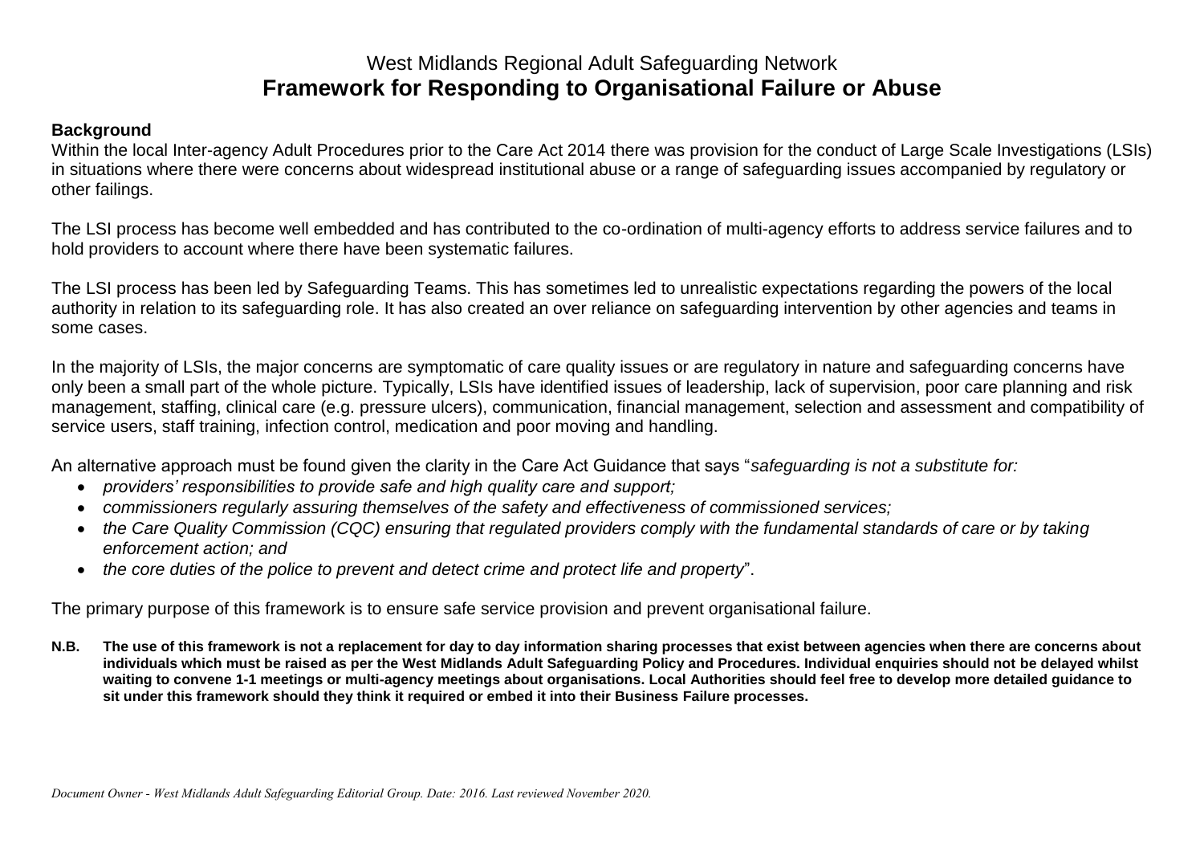West Midlands Regional Adult Safeguarding Network

# Framework for Responding to Organisational Failure or Abuse

**Background**

Within the local Inter-agency Adult Procedures prior to the Care Act 2014 there was provision for the conduct of Large Scale Investigations (LSIs) in situations where there were concerns about widespread institutional abuse or a range of safeguarding issues accompanied by regulatory or other failings.

The LSI process has become well embedded and has contributed to the co-ordination of multi-agency efforts to address service failures and to hold providers to account where there have been systematic failures.

The LSI process has been led by Safeguarding Teams. This has sometimes led to unrealistic expectations regarding the powers of the local authority in relation to its safeguarding role. It has also created an over reliance on safeguarding intervention by other agencies and teams in some cases.

In the majority of LSIs, the major concerns are symptomatic of care quality issues or are regulatory in nature and safeguarding concerns have only been a small part of the whole picture. Typically, LSIs have identified issues of leadership, lack of supervision, poor care planning and risk management, staffing, clinical care (e.g. pressure ulcers), communication, financial management, selection and assessment and compatibility of service users, staff training, infection control, medication and poor moving and handling.

An alternative approach must be found given the clarity in the Care Act Guidance that says "*safeguarding is not a substitute for:*

- *providers' responsibilities to provide safe and high quality care and support;*
- *commissioners regularly assuring themselves of the safety and effectiveness of commissioned services;*
- *the Care Quality Commission (CQC) ensuring that regulated providers comply with the fundamental standards of care or by taking enforcement action; and*
- *the core duties of the police to prevent and detect crime and protect life and property*".

The primary purpose of this framework is to ensure safe service provision and prevent organisational failure.

**N.B. The use of this framework is not a replacement for day to day information sharing processes that exist between agencies when there are concerns about individuals which must be raised as per the West Midlands Adult Safeguarding Policy and Procedures. Individual enquiries should not be delayed whilst waiting to convene 1-1 meetings or multi-agency meetings about organisations. Local Authorities should feel free to develop more detailed guidance to sit under this framework should they think it required or embed it into their Business Failure processes.**

*Document Owner - West Midlands Adult Safeguarding Editorial Group. Date: 2016. Last reviewed November 2020.*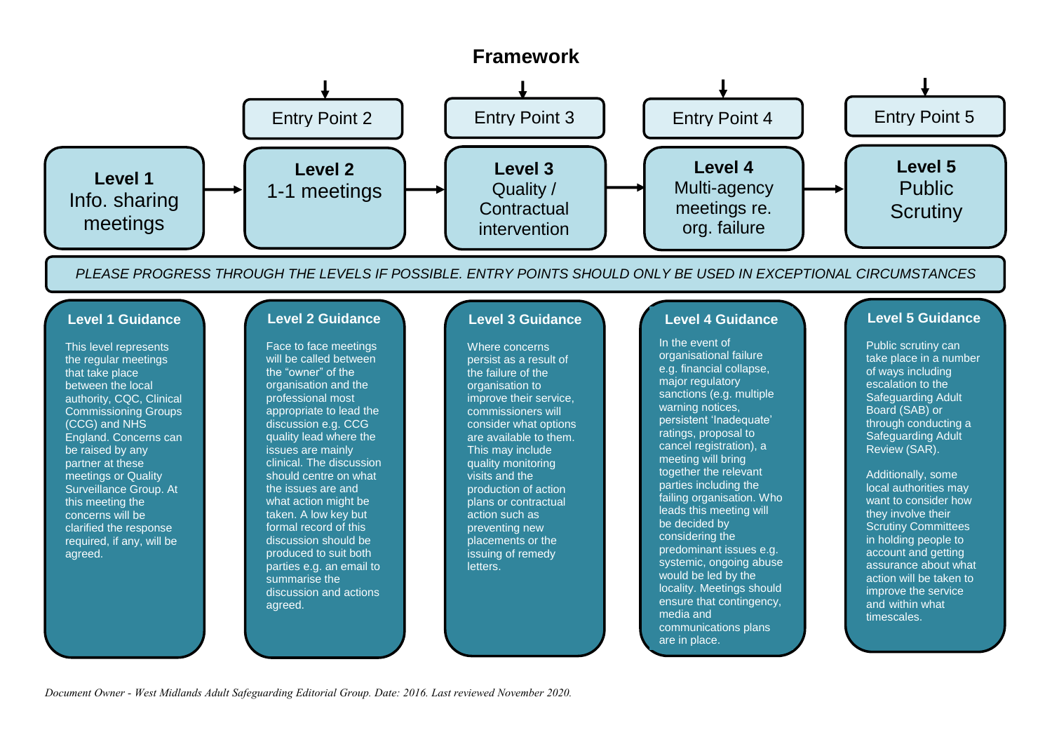# Framework

Entry Point 2

Entry Point 3

Entry Point 4

Entry Point 5

**Level 1**
Info. sharing meetings

**Level 2**
1-1 meetings

**Level 3**
Quality / Contractual intervention

**Level 4**
Multi-agency meetings re. org. failure

**Level 5**
Public Scrutiny

*PLEASE PROGRESS THROUGH THE LEVELS IF POSSIBLE. ENTRY POINTS SHOULD ONLY BE USED IN EXCEPTIONAL CIRCUMSTANCES*

## Level 1 Guidance

This level represents the regular meetings that take place between the local authority, CQC, Clinical Commissioning Groups (CCG) and NHS England. Concerns can be raised by any partner at these meetings or Quality Surveillance Group. At this meeting the concerns will be clarified the response required, if any, will be agreed.

## Level 2 Guidance

Face to face meetings will be called between the "owner" of the organisation and the professional most appropriate to lead the discussion e.g. CCG quality lead where the issues are mainly clinical. The discussion should centre on what the issues are and what action might be taken. A low key but formal record of this discussion should be produced to suit both parties e.g. an email to summarise the discussion and actions agreed.

## Level 3 Guidance

Where concerns persist as a result of the failure of the organisation to improve their service, commissioners will consider what options are available to them. This may include quality monitoring visits and the production of action plans or contractual action such as preventing new placements or the issuing of remedy letters.

## Level 4 Guidance

In the event of organisational failure e.g. financial collapse, major regulatory sanctions (e.g. multiple warning notices, persistent 'Inadequate' ratings, proposal to cancel registration), a meeting will bring together the relevant parties including the failing organisation. Who leads this meeting will be decided by considering the predominant issues e.g. systemic, ongoing abuse would be led by the locality. Meetings should ensure that contingency, media and communications plans are in place.

## Level 5 Guidance

Public scrutiny can take place in a number of ways including escalation to the Safeguarding Adult Board (SAB) or through conducting a Safeguarding Adult Review (SAR).

Additionally, some local authorities may want to consider how they involve their Scrutiny Committees in holding people to account and getting assurance about what action will be taken to improve the service and within what timescales.

*Document Owner - West Midlands Adult Safeguarding Editorial Group. Date: 2016. Last reviewed November 2020.*